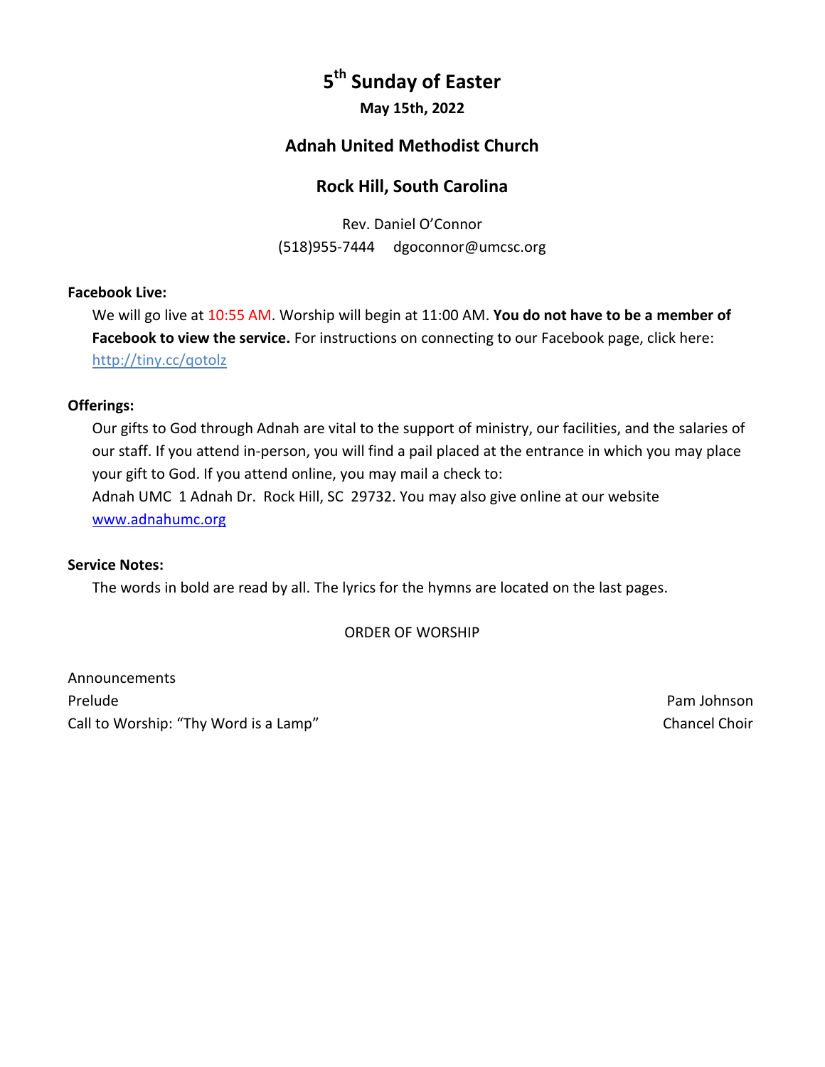# 5th Sunday of Easter

**May 15th, 2022**

## Adnah United Methodist Church

## Rock Hill, South Carolina

Rev. Daniel O'Connor
(518)955-7444     dgoconnor@umcsc.org

**Facebook Live:**

We will go live at 10:55 AM. Worship will begin at 11:00 AM. **You do not have to be a member of Facebook to view the service.** For instructions on connecting to our Facebook page, click here: http://tiny.cc/qotolz

**Offerings:**

Our gifts to God through Adnah are vital to the support of ministry, our facilities, and the salaries of our staff. If you attend in-person, you will find a pail placed at the entrance in which you may place your gift to God. If you attend online, you may mail a check to:
Adnah UMC  1 Adnah Dr.  Rock Hill, SC  29732. You may also give online at our website www.adnahumc.org

**Service Notes:**

The words in bold are read by all. The lyrics for the hymns are located on the last pages.

ORDER OF WORSHIP

Announcements

Prelude — Pam Johnson

Call to Worship: "Thy Word is a Lamp" — Chancel Choir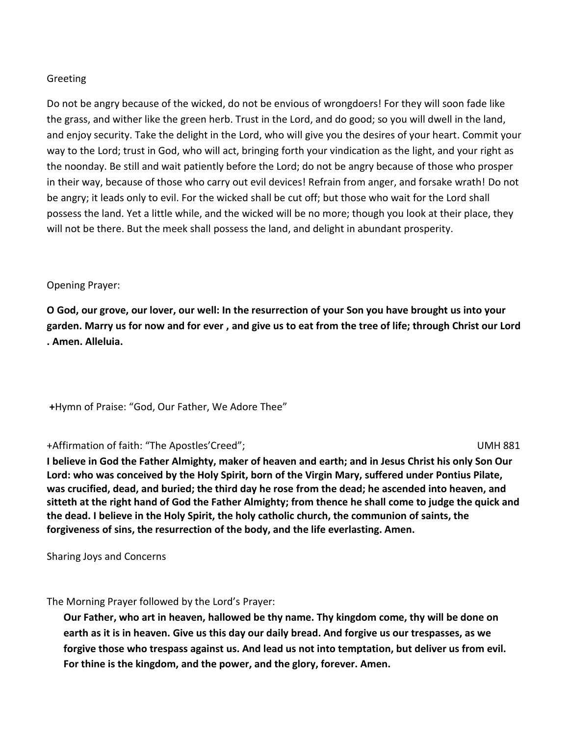Greeting

Do not be angry because of the wicked, do not be envious of wrongdoers! For they will soon fade like the grass, and wither like the green herb. Trust in the Lord, and do good; so you will dwell in the land, and enjoy security. Take the delight in the Lord, who will give you the desires of your heart. Commit your way to the Lord; trust in God, who will act, bringing forth your vindication as the light, and your right as the noonday. Be still and wait patiently before the Lord; do not be angry because of those who prosper in their way, because of those who carry out evil devices! Refrain from anger, and forsake wrath! Do not be angry; it leads only to evil. For the wicked shall be cut off; but those who wait for the Lord shall possess the land. Yet a little while, and the wicked will be no more; though you look at their place, they will not be there. But the meek shall possess the land, and delight in abundant prosperity.

Opening Prayer:

**O God, our grove, our lover, our well: In the resurrection of your Son you have brought us into your garden. Marry us for now and for ever , and give us to eat from the tree of life; through Christ our Lord . Amen. Alleluia.**

**+**Hymn of Praise: "God, Our Father, We Adore Thee"

+Affirmation of faith: "The Apostles'Creed"; UMH 881

**I believe in God the Father Almighty, maker of heaven and earth; and in Jesus Christ his only Son Our Lord: who was conceived by the Holy Spirit, born of the Virgin Mary, suffered under Pontius Pilate, was crucified, dead, and buried; the third day he rose from the dead; he ascended into heaven, and sitteth at the right hand of God the Father Almighty; from thence he shall come to judge the quick and the dead. I believe in the Holy Spirit, the holy catholic church, the communion of saints, the forgiveness of sins, the resurrection of the body, and the life everlasting. Amen.**

Sharing Joys and Concerns

The Morning Prayer followed by the Lord's Prayer:

**Our Father, who art in heaven, hallowed be thy name. Thy kingdom come, thy will be done on earth as it is in heaven. Give us this day our daily bread. And forgive us our trespasses, as we forgive those who trespass against us. And lead us not into temptation, but deliver us from evil. For thine is the kingdom, and the power, and the glory, forever. Amen.**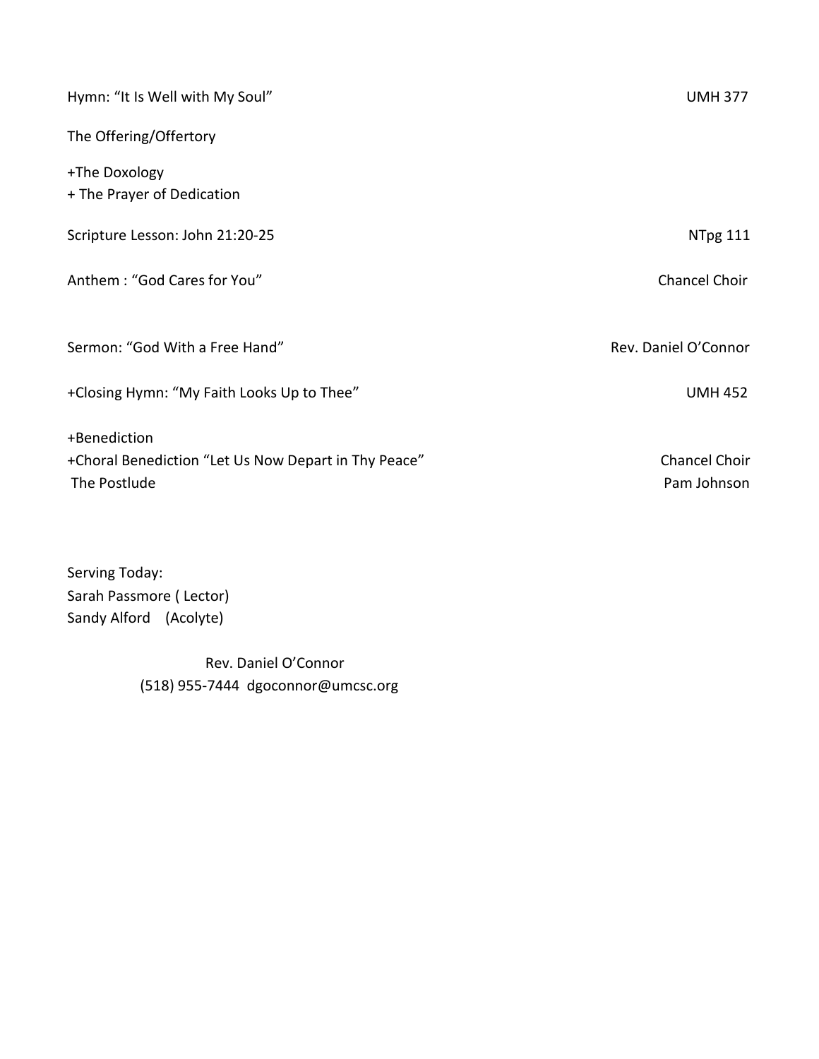Hymn: "It Is Well with My Soul" UMH 377

The Offering/Offertory

+The Doxology
+ The Prayer of Dedication

Scripture Lesson: John 21:20-25 NTpg 111

Anthem : "God Cares for You" Chancel Choir

Sermon: "God With a Free Hand" Rev. Daniel O'Connor

+Closing Hymn: "My Faith Looks Up to Thee" UMH 452

+Benediction
+Choral Benediction "Let Us Now Depart in Thy Peace" Chancel Choir
The Postlude Pam Johnson

Serving Today:
Sarah Passmore ( Lector)
Sandy Alford (Acolyte)

Rev. Daniel O'Connor
(518) 955-7444 dgoconnor@umcsc.org